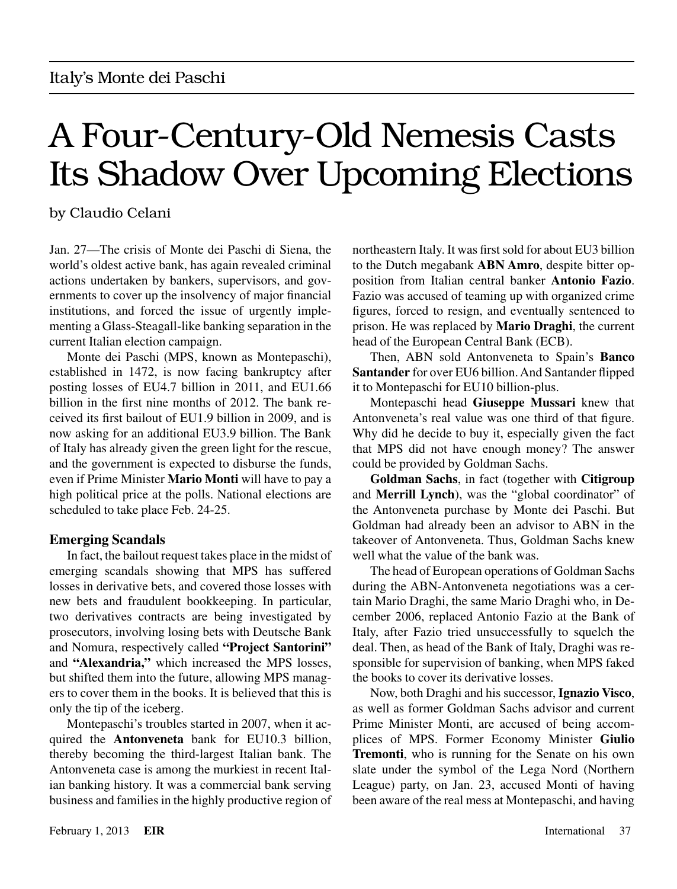Italy's Monte dei Paschi

# A Four-Century-Old Nemesis Casts Its Shadow Over Upcoming Elections

by Claudio Celani

Jan. 27—The crisis of Monte dei Paschi di Siena, the world's oldest active bank, has again revealed criminal actions undertaken by bankers, supervisors, and governments to cover up the insolvency of major financial institutions, and forced the issue of urgently implementing a Glass-Steagall-like banking separation in the current Italian election campaign.

Monte dei Paschi (MPS, known as Montepaschi), established in 1472, is now facing bankruptcy after posting losses of EU4.7 billion in 2011, and EU1.66 billion in the first nine months of 2012. The bank received its first bailout of EU1.9 billion in 2009, and is now asking for an additional EU3.9 billion. The Bank of Italy has already given the green light for the rescue, and the government is expected to disburse the funds, even if Prime Minister **Mario Monti** will have to pay a high political price at the polls. National elections are scheduled to take place Feb. 24-25.

## Emerging Scandals

In fact, the bailout request takes place in the midst of emerging scandals showing that MPS has suffered losses in derivative bets, and covered those losses with new bets and fraudulent bookkeeping. In particular, two derivatives contracts are being investigated by prosecutors, involving losing bets with Deutsche Bank and Nomura, respectively called **"Project Santorini"** and **"Alexandria,"** which increased the MPS losses, but shifted them into the future, allowing MPS managers to cover them in the books. It is believed that this is only the tip of the iceberg.

Montepaschi's troubles started in 2007, when it acquired the **Antonveneta** bank for EU10.3 billion, thereby becoming the third-largest Italian bank. The Antonveneta case is among the murkiest in recent Italian banking history. It was a commercial bank serving business and families in the highly productive region of northeastern Italy. It was first sold for about EU3 billion to the Dutch megabank **ABN Amro**, despite bitter opposition from Italian central banker **Antonio Fazio**. Fazio was accused of teaming up with organized crime figures, forced to resign, and eventually sentenced to prison. He was replaced by **Mario Draghi**, the current head of the European Central Bank (ECB).

Then, ABN sold Antonveneta to Spain's **Banco Santander** for over EU6 billion. And Santander flipped it to Montepaschi for EU10 billion-plus.

Montepaschi head **Giuseppe Mussari** knew that Antonveneta's real value was one third of that figure. Why did he decide to buy it, especially given the fact that MPS did not have enough money? The answer could be provided by Goldman Sachs.

**Goldman Sachs**, in fact (together with **Citigroup** and **Merrill Lynch**), was the "global coordinator" of the Antonveneta purchase by Monte dei Paschi. But Goldman had already been an advisor to ABN in the takeover of Antonveneta. Thus, Goldman Sachs knew well what the value of the bank was.

The head of European operations of Goldman Sachs during the ABN-Antonveneta negotiations was a certain Mario Draghi, the same Mario Draghi who, in December 2006, replaced Antonio Fazio at the Bank of Italy, after Fazio tried unsuccessfully to squelch the deal. Then, as head of the Bank of Italy, Draghi was responsible for supervision of banking, when MPS faked the books to cover its derivative losses.

Now, both Draghi and his successor, **Ignazio Visco**, as well as former Goldman Sachs advisor and current Prime Minister Monti, are accused of being accomplices of MPS. Former Economy Minister **Giulio Tremonti**, who is running for the Senate on his own slate under the symbol of the Lega Nord (Northern League) party, on Jan. 23, accused Monti of having been aware of the real mess at Montepaschi, and having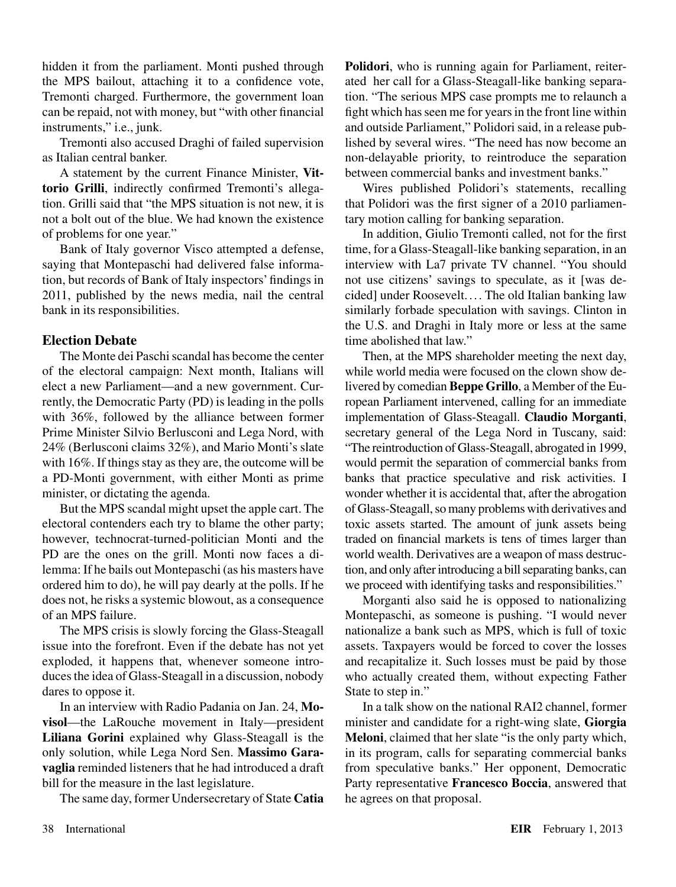hidden it from the parliament. Monti pushed through the MPS bailout, attaching it to a confidence vote, Tremonti charged. Furthermore, the government loan can be repaid, not with money, but "with other financial instruments," i.e., junk.

Tremonti also accused Draghi of failed supervision as Italian central banker.

A statement by the current Finance Minister, **Vittorio Grilli**, indirectly confirmed Tremonti's allegation. Grilli said that "the MPS situation is not new, it is not a bolt out of the blue. We had known the existence of problems for one year."

Bank of Italy governor Visco attempted a defense, saying that Montepaschi had delivered false information, but records of Bank of Italy inspectors' findings in 2011, published by the news media, nail the central bank in its responsibilities.

### Election Debate

The Monte dei Paschi scandal has become the center of the electoral campaign: Next month, Italians will elect a new Parliament—and a new government. Currently, the Democratic Party (PD) is leading in the polls with 36%, followed by the alliance between former Prime Minister Silvio Berlusconi and Lega Nord, with 24% (Berlusconi claims 32%), and Mario Monti's slate with 16%. If things stay as they are, the outcome will be a PD-Monti government, with either Monti as prime minister, or dictating the agenda.

But the MPS scandal might upset the apple cart. The electoral contenders each try to blame the other party; however, technocrat-turned-politician Monti and the PD are the ones on the grill. Monti now faces a dilemma: If he bails out Montepaschi (as his masters have ordered him to do), he will pay dearly at the polls. If he does not, he risks a systemic blowout, as a consequence of an MPS failure.

The MPS crisis is slowly forcing the Glass-Steagall issue into the forefront. Even if the debate has not yet exploded, it happens that, whenever someone introduces the idea of Glass-Steagall in a discussion, nobody dares to oppose it.

In an interview with Radio Padania on Jan. 24, **Movisol**—the LaRouche movement in Italy—president **Liliana Gorini** explained why Glass-Steagall is the only solution, while Lega Nord Sen. **Massimo Garavaglia** reminded listeners that he had introduced a draft bill for the measure in the last legislature.

The same day, former Undersecretary of State **Catia Polidori**, who is running again for Parliament, reiterated her call for a Glass-Steagall-like banking separation. "The serious MPS case prompts me to relaunch a fight which has seen me for years in the front line within and outside Parliament," Polidori said, in a release published by several wires. "The need has now become an non-delayable priority, to reintroduce the separation between commercial banks and investment banks."

Wires published Polidori's statements, recalling that Polidori was the first signer of a 2010 parliamentary motion calling for banking separation.

In addition, Giulio Tremonti called, not for the first time, for a Glass-Steagall-like banking separation, in an interview with La7 private TV channel. "You should not use citizens' savings to speculate, as it [was decided] under Roosevelt.... The old Italian banking law similarly forbade speculation with savings. Clinton in the U.S. and Draghi in Italy more or less at the same time abolished that law."

Then, at the MPS shareholder meeting the next day, while world media were focused on the clown show delivered by comedian **Beppe Grillo**, a Member of the European Parliament intervened, calling for an immediate implementation of Glass-Steagall. **Claudio Morganti**, secretary general of the Lega Nord in Tuscany, said: "The reintroduction of Glass-Steagall, abrogated in 1999, would permit the separation of commercial banks from banks that practice speculative and risk activities. I wonder whether it is accidental that, after the abrogation of Glass-Steagall, so many problems with derivatives and toxic assets started. The amount of junk assets being traded on financial markets is tens of times larger than world wealth. Derivatives are a weapon of mass destruction, and only after introducing a bill separating banks, can we proceed with identifying tasks and responsibilities."

Morganti also said he is opposed to nationalizing Montepaschi, as someone is pushing. "I would never nationalize a bank such as MPS, which is full of toxic assets. Taxpayers would be forced to cover the losses and recapitalize it. Such losses must be paid by those who actually created them, without expecting Father State to step in."

In a talk show on the national RAI2 channel, former minister and candidate for a right-wing slate, **Giorgia Meloni**, claimed that her slate "is the only party which, in its program, calls for separating commercial banks from speculative banks." Her opponent, Democratic Party representative **Francesco Boccia**, answered that he agrees on that proposal.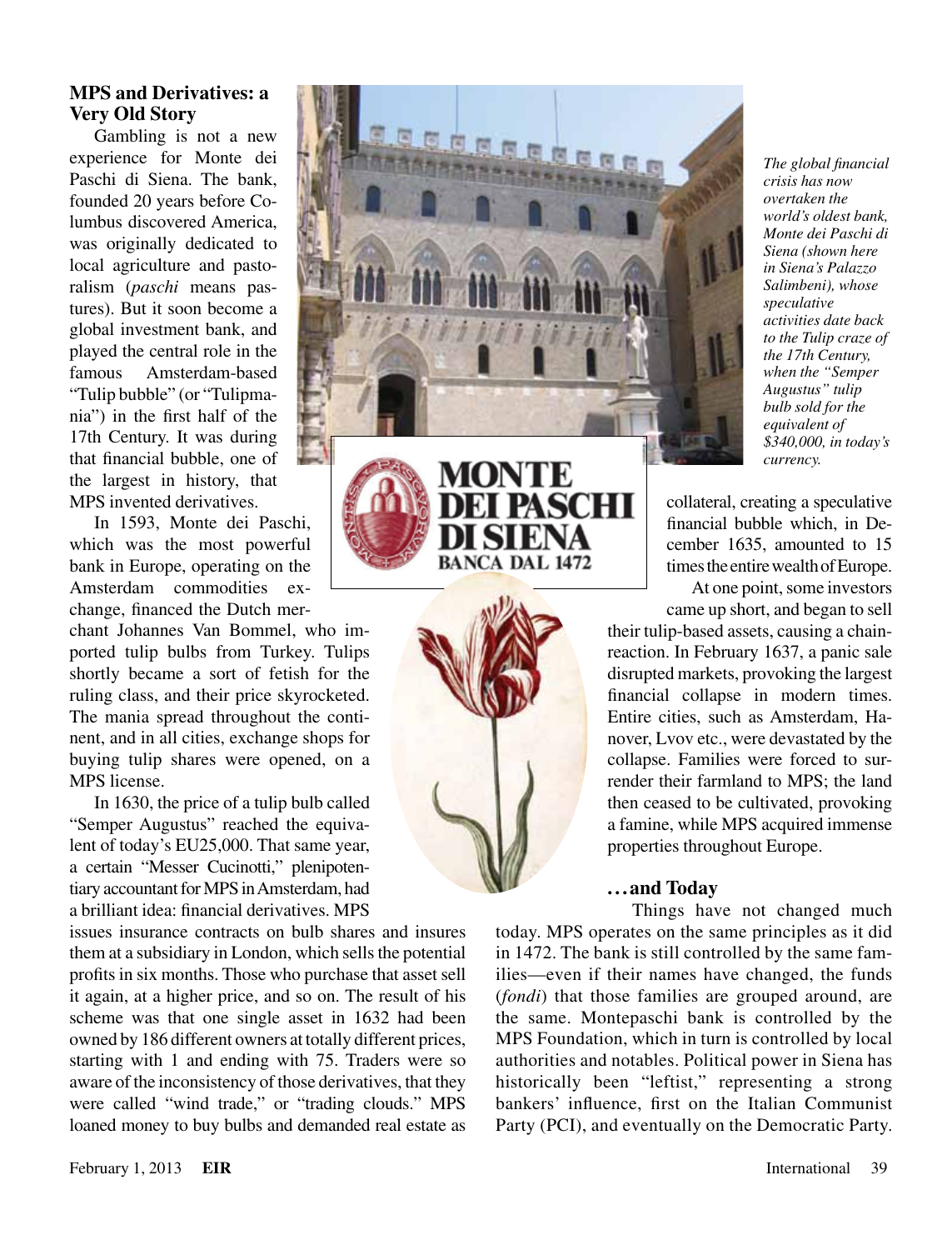## MPS and Derivatives: a Very Old Story

Gambling is not a new experience for Monte dei Paschi di Siena. The bank, founded 20 years before Columbus discovered America, was originally dedicated to local agriculture and pastoralism (*paschi* means pastures). But it soon become a global investment bank, and played the central role in the famous Amsterdam-based "Tulip bubble" (or "Tulipmania") in the first half of the 17th Century. It was during that financial bubble, one of the largest in history, that MPS invented derivatives.

In 1593, Monte dei Paschi, which was the most powerful bank in Europe, operating on the Amsterdam commodities exchange, financed the Dutch merchant Johannes Van Bommel, who imported tulip bulbs from Turkey. Tulips shortly became a sort of fetish for the ruling class, and their price skyrocketed. The mania spread throughout the continent, and in all cities, exchange shops for buying tulip shares were opened, on a MPS license.

In 1630, the price of a tulip bulb called "Semper Augustus" reached the equivalent of today's EU25,000. That same year, a certain "Messer Cucinotti," plenipotentiary accountant for MPS in Amsterdam, had a brilliant idea: financial derivatives. MPS issues insurance contracts on bulb shares and insures them at a subsidiary in London, which sells the potential profits in six months. Those who purchase that asset sell it again, at a higher price, and so on. The result of his scheme was that one single asset in 1632 had been owned by 186 different owners at totally different prices, starting with 1 and ending with 75. Traders were so aware of the inconsistency of those derivatives, that they were called "wind trade," or "trading clouds." MPS loaned money to buy bulbs and demanded real estate as collateral, creating a speculative financial bubble which, in December 1635, amounted to 15 times the entire wealth of Europe.

At one point, some investors came up short, and began to sell their tulip-based assets, causing a chain-reaction. In February 1637, a panic sale disrupted markets, provoking the largest financial collapse in modern times. Entire cities, such as Amsterdam, Hanover, Lvov etc., were devastated by the collapse. Families were forced to surrender their farmland to MPS; the land then ceased to be cultivated, provoking a famine, while MPS acquired immense properties throughout Europe.

*The global financial crisis has now overtaken the world's oldest bank, Monte dei Paschi di Siena (shown here in Siena's Palazzo Salimbeni), whose speculative activities date back to the Tulip craze of the 17th Century, when the "Semper Augustus" tulip bulb sold for the equivalent of $340,000, in today's currency.*

MONTE DEI PASCHI DI SIENA
BANCA DAL 1472

## . . . and Today

Things have not changed much today. MPS operates on the same principles as it did in 1472. The bank is still controlled by the same families—even if their names have changed, the funds (*fondi*) that those families are grouped around, are the same. Montepaschi bank is controlled by the MPS Foundation, which in turn is controlled by local authorities and notables. Political power in Siena has historically been "leftist," representing a strong bankers' influence, first on the Italian Communist Party (PCI), and eventually on the Democratic Party.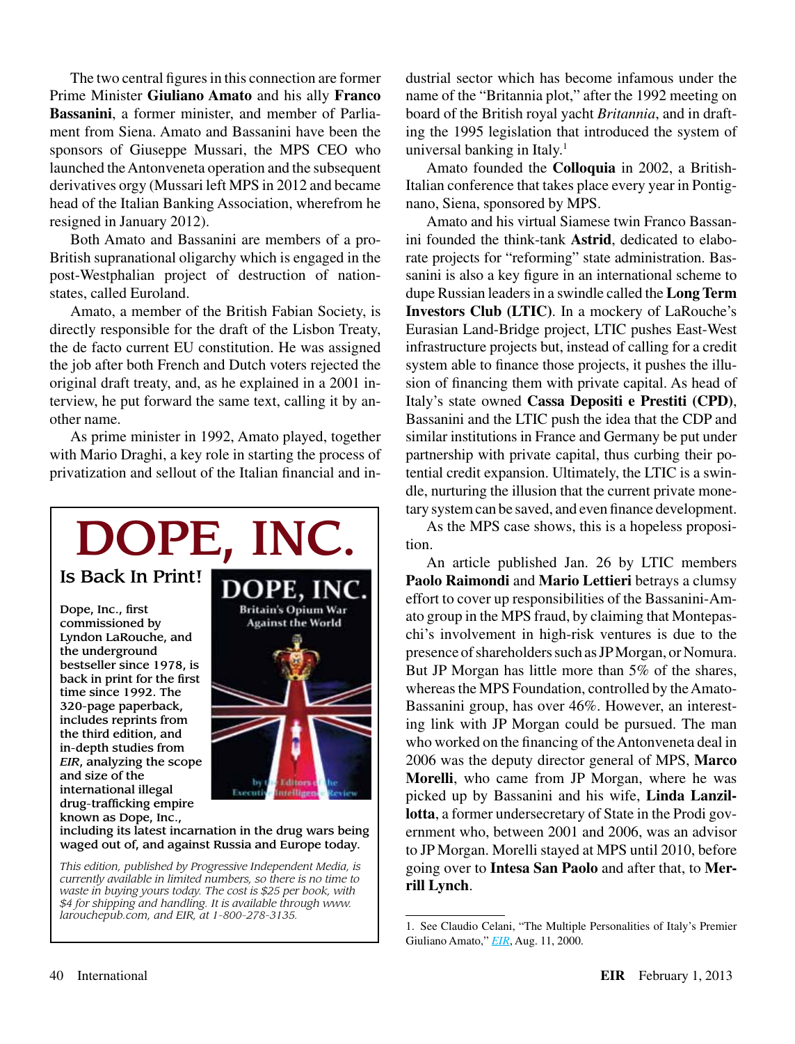The two central figures in this connection are former Prime Minister **Giuliano Amato** and his ally **Franco Bassanini**, a former minister, and member of Parliament from Siena. Amato and Bassanini have been the sponsors of Giuseppe Mussari, the MPS CEO who launched the Antonveneta operation and the subsequent derivatives orgy (Mussari left MPS in 2012 and became head of the Italian Banking Association, wherefrom he resigned in January 2012).

Both Amato and Bassanini are members of a pro-British supranational oligarchy which is engaged in the post-Westphalian project of destruction of nation-states, called Euroland.

Amato, a member of the British Fabian Society, is directly responsible for the draft of the Lisbon Treaty, the de facto current EU constitution. He was assigned the job after both French and Dutch voters rejected the original draft treaty, and, as he explained in a 2001 interview, he put forward the same text, calling it by another name.

As prime minister in 1992, Amato played, together with Mario Draghi, a key role in starting the process of privatization and sellout of the Italian financial and industrial sector which has become infamous under the name of the "Britannia plot," after the 1992 meeting on board of the British royal yacht *Britannia*, and in drafting the 1995 legislation that introduced the system of universal banking in Italy.[1]

Amato founded the **Colloquia** in 2002, a British-Italian conference that takes place every year in Pontignano, Siena, sponsored by MPS.

Amato and his virtual Siamese twin Franco Bassanini founded the think-tank **Astrid**, dedicated to elaborate projects for "reforming" state administration. Bassanini is also a key figure in an international scheme to dupe Russian leaders in a swindle called the **Long Term Investors Club (LTIC)**. In a mockery of LaRouche's Eurasian Land-Bridge project, LTIC pushes East-West infrastructure projects but, instead of calling for a credit system able to finance those projects, it pushes the illusion of financing them with private capital. As head of Italy's state owned **Cassa Depositi e Prestiti (CPD)**, Bassanini and the LTIC push the idea that the CDP and similar institutions in France and Germany be put under partnership with private capital, thus curbing their potential credit expansion. Ultimately, the LTIC is a swindle, nurturing the illusion that the current private monetary system can be saved, and even finance development.

As the MPS case shows, this is a hopeless proposition.

An article published Jan. 26 by LTIC members **Paolo Raimondi** and **Mario Lettieri** betrays a clumsy effort to cover up responsibilities of the Bassanini-Amato group in the MPS fraud, by claiming that Montepaschi's involvement in high-risk ventures is due to the presence of shareholders such as JP Morgan, or Nomura. But JP Morgan has little more than 5% of the shares, whereas the MPS Foundation, controlled by the Amato-Bassanini group, has over 46%. However, an interesting link with JP Morgan could be pursued. The man who worked on the financing of the Antonveneta deal in 2006 was the deputy director general of MPS, **Marco Morelli**, who came from JP Morgan, where he was picked up by Bassanini and his wife, **Linda Lanzillotta**, a former undersecretary of State in the Prodi government who, between 2001 and 2006, was an advisor to JP Morgan. Morelli stayed at MPS until 2010, before going over to **Intesa San Paolo** and after that, to **Merrill Lynch**.

1. See Claudio Celani, "The Multiple Personalities of Italy's Premier Giuliano Amato," *EIR*, Aug. 11, 2000.

# DOPE, INC.

## Is Back In Print!

**Dope, Inc., first commissioned by Lyndon LaRouche, and the underground bestseller since 1978, is back in print for the first time since 1992. The 320-page paperback, includes reprints from the third edition, and in-depth studies from *EIR*, analyzing the scope and size of the international illegal drug-trafficking empire known as Dope, Inc., including its latest incarnation in the drug wars being waged out of, and against Russia and Europe today.**

DOPE, INC.
Britain's Opium War Against the World
by the Editors of the Executive Intelligence Review

*This edition, published by Progressive Independent Media, is currently available in limited numbers, so there is no time to waste in buying yours today. The cost is $25 per book, with $4 for shipping and handling. It is available through www.larouchepub.com, and EIR, at 1-800-278-3135.*